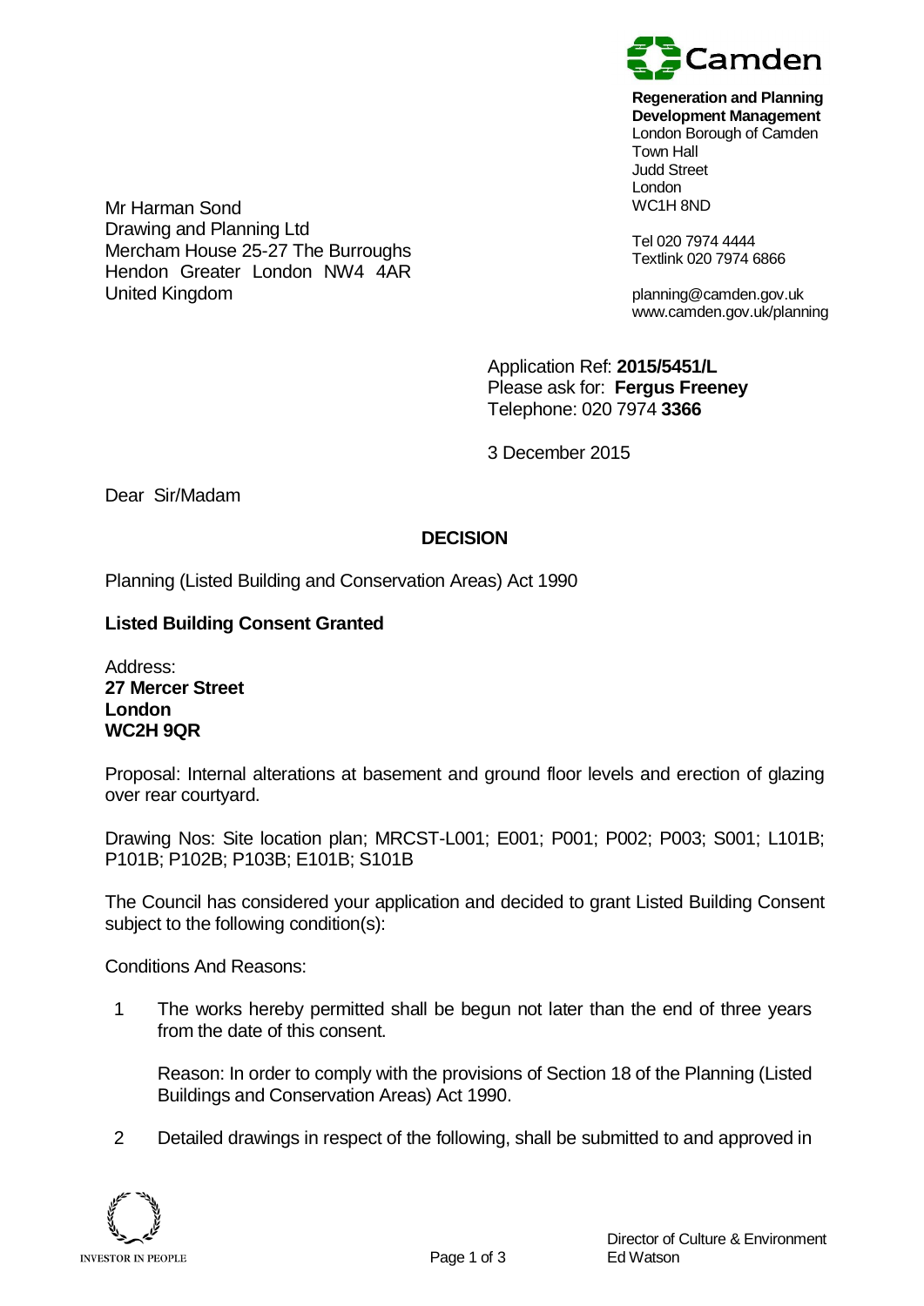**Regeneration and Planning**
**Development Management**
London Borough of Camden
Town Hall
Judd Street
London
WC1H 8ND

Tel 020 7974 4444
Textlink 020 7974 6866

planning@camden.gov.uk
www.camden.gov.uk/planning

Mr Harman Sond
Drawing and Planning Ltd
Mercham House 25-27 The Burroughs
Hendon Greater London NW4 4AR
United Kingdom

Application Ref: **2015/5451/L**
Please ask for: **Fergus Freeney**
Telephone: 020 7974 **3366**

3 December 2015

Dear Sir/Madam

## DECISION

Planning (Listed Building and Conservation Areas) Act 1990

**Listed Building Consent Granted**

Address:
**27 Mercer Street**
**London**
**WC2H 9QR**

Proposal: Internal alterations at basement and ground floor levels and erection of glazing over rear courtyard.

Drawing Nos: Site location plan; MRCST-L001; E001; P001; P002; P003; S001; L101B; P101B; P102B; P103B; E101B; S101B

The Council has considered your application and decided to grant Listed Building Consent subject to the following condition(s):

Conditions And Reasons:

1 The works hereby permitted shall be begun not later than the end of three years from the date of this consent.

   Reason: In order to comply with the provisions of Section 18 of the Planning (Listed Buildings and Conservation Areas) Act 1990.

2 Detailed drawings in respect of the following, shall be submitted to and approved in

Director of Culture & Environment
Ed Watson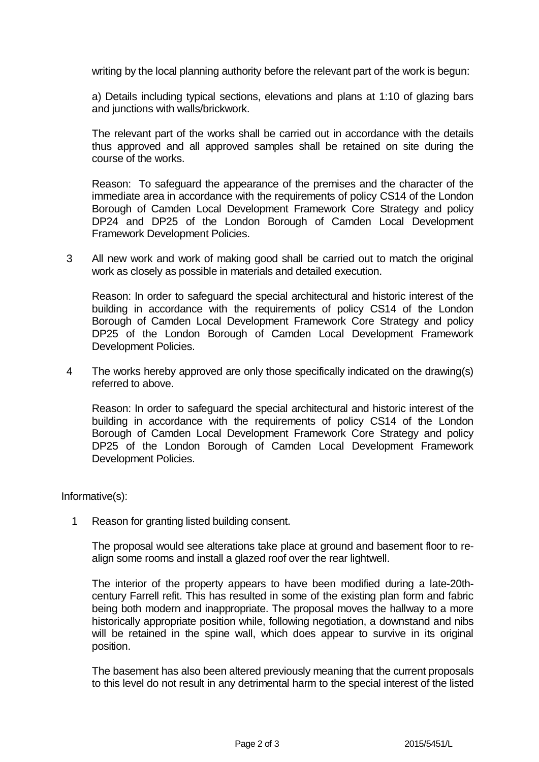writing by the local planning authority before the relevant part of the work is begun:

a) Details including typical sections, elevations and plans at 1:10 of glazing bars and junctions with walls/brickwork.

The relevant part of the works shall be carried out in accordance with the details thus approved and all approved samples shall be retained on site during the course of the works.

Reason: To safeguard the appearance of the premises and the character of the immediate area in accordance with the requirements of policy CS14 of the London Borough of Camden Local Development Framework Core Strategy and policy DP24 and DP25 of the London Borough of Camden Local Development Framework Development Policies.

3 All new work and work of making good shall be carried out to match the original work as closely as possible in materials and detailed execution.

Reason: In order to safeguard the special architectural and historic interest of the building in accordance with the requirements of policy CS14 of the London Borough of Camden Local Development Framework Core Strategy and policy DP25 of the London Borough of Camden Local Development Framework Development Policies.

4 The works hereby approved are only those specifically indicated on the drawing(s) referred to above.

Reason: In order to safeguard the special architectural and historic interest of the building in accordance with the requirements of policy CS14 of the London Borough of Camden Local Development Framework Core Strategy and policy DP25 of the London Borough of Camden Local Development Framework Development Policies.

Informative(s):

1 Reason for granting listed building consent.

The proposal would see alterations take place at ground and basement floor to re-align some rooms and install a glazed roof over the rear lightwell.

The interior of the property appears to have been modified during a late-20th-century Farrell refit. This has resulted in some of the existing plan form and fabric being both modern and inappropriate. The proposal moves the hallway to a more historically appropriate position while, following negotiation, a downstand and nibs will be retained in the spine wall, which does appear to survive in its original position.

The basement has also been altered previously meaning that the current proposals to this level do not result in any detrimental harm to the special interest of the listed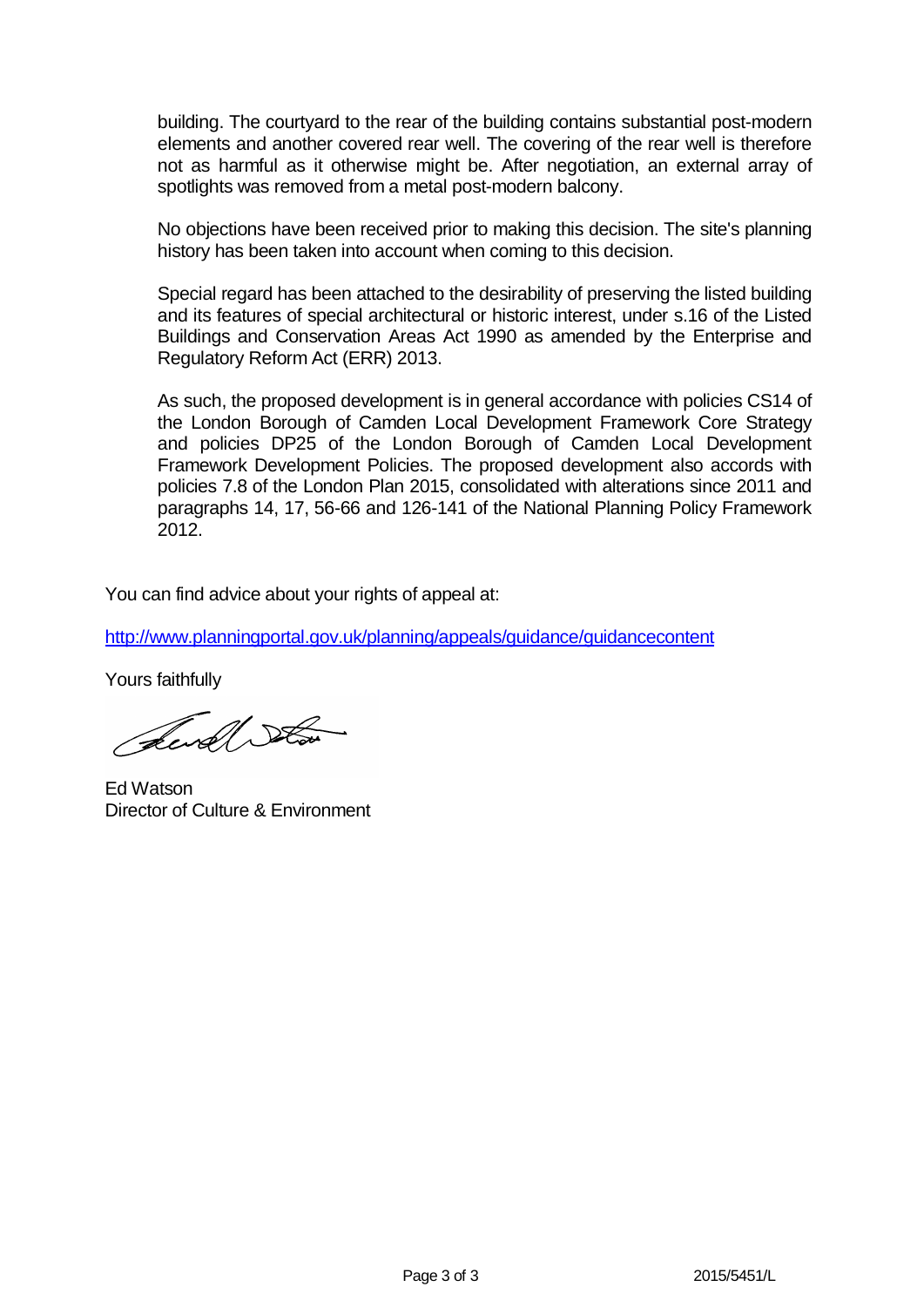building. The courtyard to the rear of the building contains substantial post-modern elements and another covered rear well. The covering of the rear well is therefore not as harmful as it otherwise might be. After negotiation, an external array of spotlights was removed from a metal post-modern balcony.

No objections have been received prior to making this decision. The site's planning history has been taken into account when coming to this decision.

Special regard has been attached to the desirability of preserving the listed building and its features of special architectural or historic interest, under s.16 of the Listed Buildings and Conservation Areas Act 1990 as amended by the Enterprise and Regulatory Reform Act (ERR) 2013.

As such, the proposed development is in general accordance with policies CS14 of the London Borough of Camden Local Development Framework Core Strategy and policies DP25 of the London Borough of Camden Local Development Framework Development Policies. The proposed development also accords with policies 7.8 of the London Plan 2015, consolidated with alterations since 2011 and paragraphs 14, 17, 56-66 and 126-141 of the National Planning Policy Framework 2012.

You can find advice about your rights of appeal at:

http://www.planningportal.gov.uk/planning/appeals/guidance/guidancecontent

Yours faithfully

Ed Watson
Director of Culture & Environment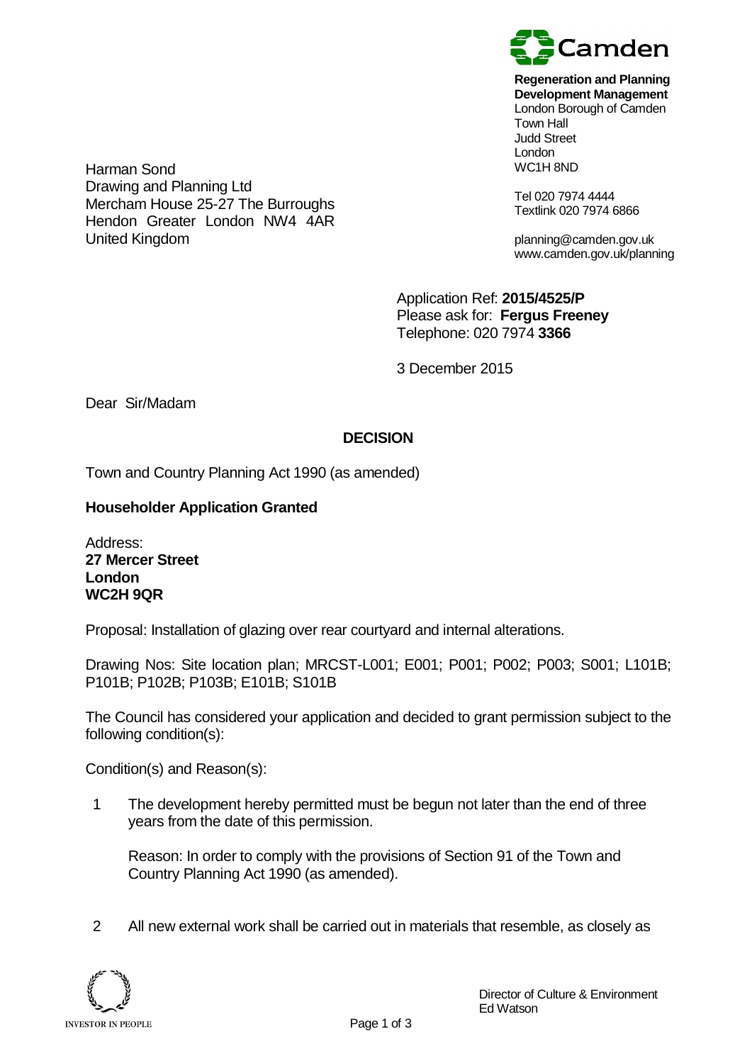Camden

**Regeneration and Planning**
**Development Management**
London Borough of Camden
Town Hall
Judd Street
London
WC1H 8ND

Tel 020 7974 4444
Textlink 020 7974 6866

planning@camden.gov.uk
www.camden.gov.uk/planning

Harman Sond
Drawing and Planning Ltd
Mercham House 25-27 The Burroughs
Hendon Greater London NW4 4AR
United Kingdom

Application Ref: **2015/4525/P**
Please ask for: **Fergus Freeney**
Telephone: 020 7974 **3366**

3 December 2015

Dear Sir/Madam

## DECISION

Town and Country Planning Act 1990 (as amended)

**Householder Application Granted**

Address:
**27 Mercer Street**
**London**
**WC2H 9QR**

Proposal: Installation of glazing over rear courtyard and internal alterations.

Drawing Nos: Site location plan; MRCST-L001; E001; P001; P002; P003; S001; L101B; P101B; P102B; P103B; E101B; S101B

The Council has considered your application and decided to grant permission subject to the following condition(s):

Condition(s) and Reason(s):

1 The development hereby permitted must be begun not later than the end of three years from the date of this permission.

   Reason: In order to comply with the provisions of Section 91 of the Town and Country Planning Act 1990 (as amended).

2 All new external work shall be carried out in materials that resemble, as closely as

INVESTOR IN PEOPLE

Director of Culture & Environment
Ed Watson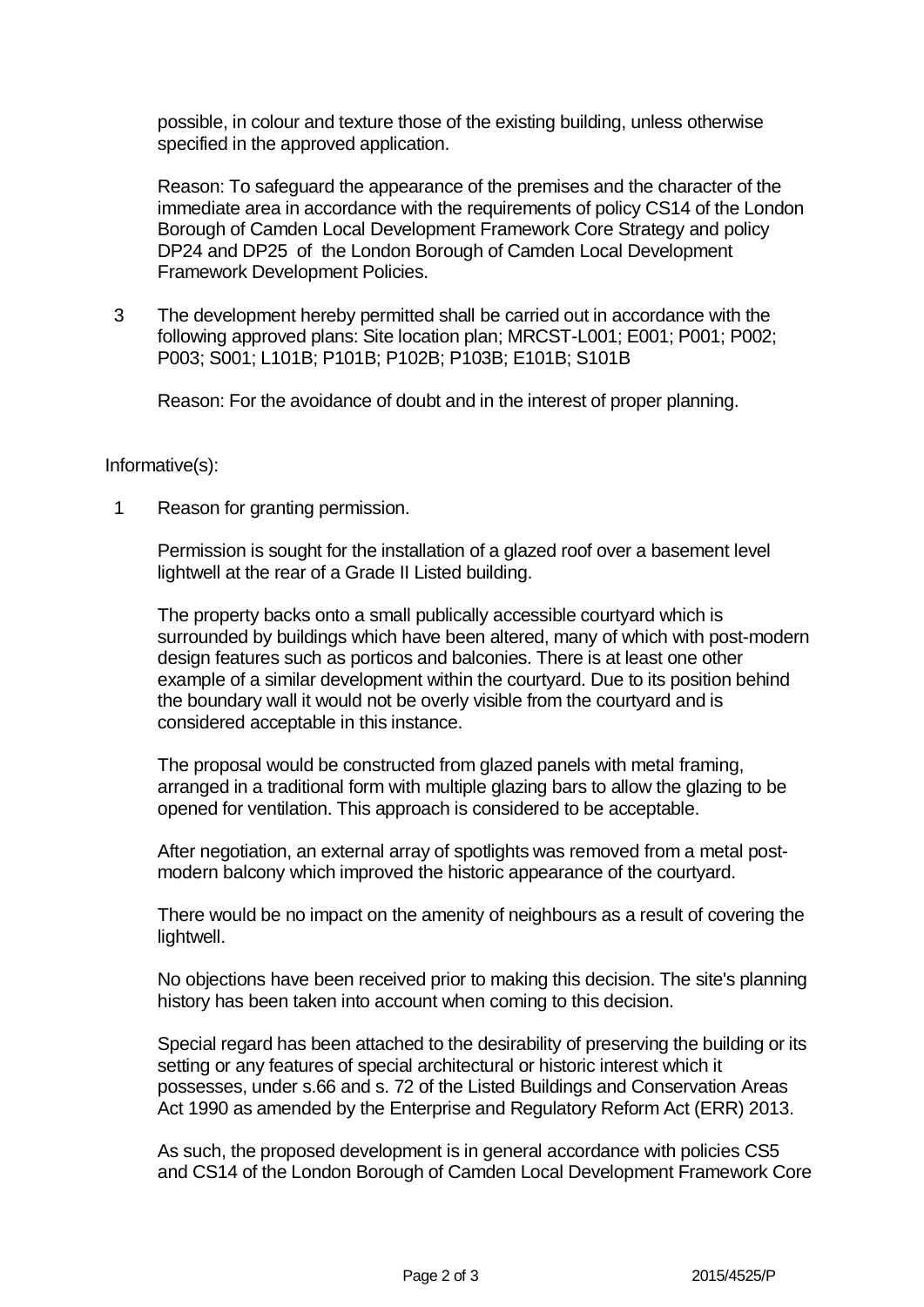possible, in colour and texture those of the existing building, unless otherwise specified in the approved application.

Reason: To safeguard the appearance of the premises and the character of the immediate area in accordance with the requirements of policy CS14 of the London Borough of Camden Local Development Framework Core Strategy and policy DP24 and DP25 of the London Borough of Camden Local Development Framework Development Policies.

3 The development hereby permitted shall be carried out in accordance with the following approved plans: Site location plan; MRCST-L001; E001; P001; P002; P003; S001; L101B; P101B; P102B; P103B; E101B; S101B

Reason: For the avoidance of doubt and in the interest of proper planning.

Informative(s):

1 Reason for granting permission.

Permission is sought for the installation of a glazed roof over a basement level lightwell at the rear of a Grade II Listed building.

The property backs onto a small publically accessible courtyard which is surrounded by buildings which have been altered, many of which with post-modern design features such as porticos and balconies. There is at least one other example of a similar development within the courtyard. Due to its position behind the boundary wall it would not be overly visible from the courtyard and is considered acceptable in this instance.

The proposal would be constructed from glazed panels with metal framing, arranged in a traditional form with multiple glazing bars to allow the glazing to be opened for ventilation. This approach is considered to be acceptable.

After negotiation, an external array of spotlights was removed from a metal post-modern balcony which improved the historic appearance of the courtyard.

There would be no impact on the amenity of neighbours as a result of covering the lightwell.

No objections have been received prior to making this decision. The site's planning history has been taken into account when coming to this decision.

Special regard has been attached to the desirability of preserving the building or its setting or any features of special architectural or historic interest which it possesses, under s.66 and s. 72 of the Listed Buildings and Conservation Areas Act 1990 as amended by the Enterprise and Regulatory Reform Act (ERR) 2013.

As such, the proposed development is in general accordance with policies CS5 and CS14 of the London Borough of Camden Local Development Framework Core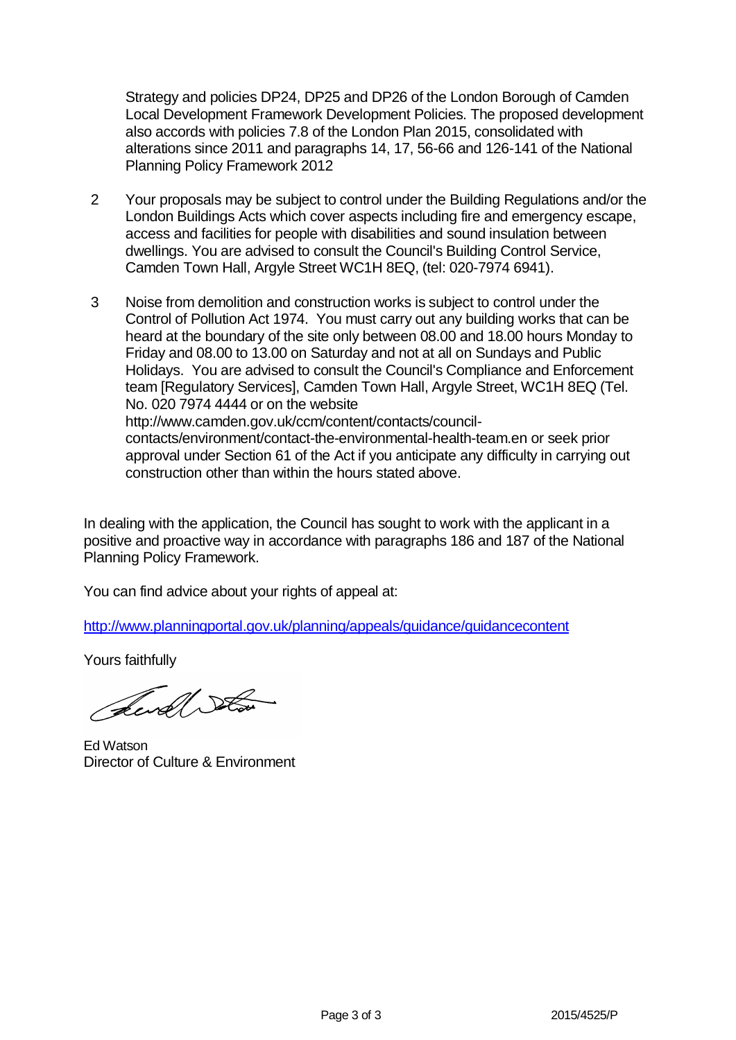Strategy and policies DP24, DP25 and DP26 of the London Borough of Camden Local Development Framework Development Policies. The proposed development also accords with policies 7.8 of the London Plan 2015, consolidated with alterations since 2011 and paragraphs 14, 17, 56-66 and 126-141 of the National Planning Policy Framework 2012

2 Your proposals may be subject to control under the Building Regulations and/or the London Buildings Acts which cover aspects including fire and emergency escape, access and facilities for people with disabilities and sound insulation between dwellings. You are advised to consult the Council's Building Control Service, Camden Town Hall, Argyle Street WC1H 8EQ, (tel: 020-7974 6941).

3 Noise from demolition and construction works is subject to control under the Control of Pollution Act 1974. You must carry out any building works that can be heard at the boundary of the site only between 08.00 and 18.00 hours Monday to Friday and 08.00 to 13.00 on Saturday and not at all on Sundays and Public Holidays. You are advised to consult the Council's Compliance and Enforcement team [Regulatory Services], Camden Town Hall, Argyle Street, WC1H 8EQ (Tel. No. 020 7974 4444 or on the website http://www.camden.gov.uk/ccm/content/contacts/council-contacts/environment/contact-the-environmental-health-team.en or seek prior approval under Section 61 of the Act if you anticipate any difficulty in carrying out construction other than within the hours stated above.

In dealing with the application, the Council has sought to work with the applicant in a positive and proactive way in accordance with paragraphs 186 and 187 of the National Planning Policy Framework.

You can find advice about your rights of appeal at:

http://www.planningportal.gov.uk/planning/appeals/guidance/guidancecontent

Yours faithfully

Ed Watson
Director of Culture & Environment